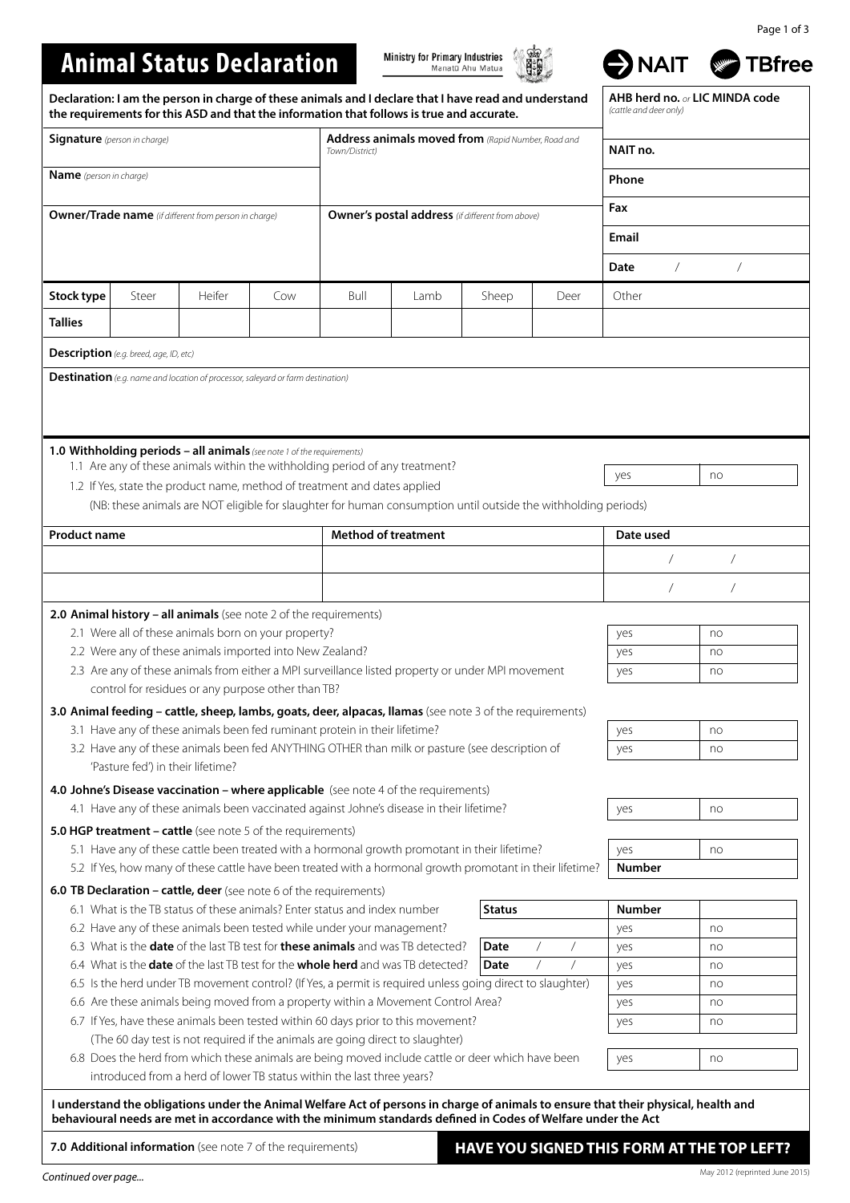# Animal Status Declaration

Ministry for Primary Industries
Manatū Ahu Matua

NAIT TBfree

**Declaration: I am the person in charge of these animals and I declare that I have read and understand the requirements for this ASD and that the information that follows is true and accurate.**

| | | |
|---|---|---|
| **Signature** *(person in charge)* | **Address animals moved from** *(Rapid Number, Road and Town/District)* | **AHB herd no.** *or* **LIC MINDA code** *(cattle and deer only)* |
| **Name** *(person in charge)* | | **NAIT no.** |
| | | **Phone** |
| **Owner/Trade name** *(if different from person in charge)* | **Owner's postal address** *(if different from above)* | **Fax** |
| | | **Email** |
| | | **Date** / / |

| **Stock type** | Steer | Heifer | Cow | Bull | Lamb | Sheep | Deer | Other |
|---|---|---|---|---|---|---|---|---|
| **Tallies** | | | | | | | | |

**Description** *(e.g. breed, age, ID, etc)*

**Destination** *(e.g. name and location of processor, saleyard or farm destination)*

**1.0 Withholding periods – all animals** *(see note 1 of the requirements)*

1.1 Are any of these animals within the withholding period of any treatment? yes / no

1.2 If Yes, state the product name, method of treatment and dates applied

(NB: these animals are NOT eligible for slaughter for human consumption until outside the withholding periods)

| Product name | Method of treatment | Date used |
|---|---|---|
| | | / / |
| | | / / |

**2.0 Animal history – all animals** (see note 2 of the requirements)

2.1 Were all of these animals born on your property? yes / no

2.2 Were any of these animals imported into New Zealand? yes / no

2.3 Are any of these animals from either a MPI surveillance listed property or under MPI movement control for residues or any purpose other than TB? yes / no

**3.0 Animal feeding – cattle, sheep, lambs, goats, deer, alpacas, llamas** (see note 3 of the requirements)

3.1 Have any of these animals been fed ruminant protein in their lifetime? yes / no

3.2 Have any of these animals been fed ANYTHING OTHER than milk or pasture (see description of 'Pasture fed') in their lifetime? yes / no

**4.0 Johne's Disease vaccination – where applicable** (see note 4 of the requirements)

4.1 Have any of these animals been vaccinated against Johne's disease in their lifetime? yes / no

**5.0 HGP treatment – cattle** (see note 5 of the requirements)

5.1 Have any of these cattle been treated with a hormonal growth promotant in their lifetime? yes / no

5.2 If Yes, how many of these cattle have been treated with a hormonal growth promotant in their lifetime? **Number**

**6.0 TB Declaration – cattle, deer** (see note 6 of the requirements)

6.1 What is the TB status of these animals? Enter status and index number **Status** **Number**

6.2 Have any of these animals been tested while under your management? yes / no

6.3 What is the **date** of the last TB test for **these animals** and was TB detected? **Date** / / yes / no

6.4 What is the **date** of the last TB test for the **whole herd** and was TB detected? **Date** / / yes / no

6.5 Is the herd under TB movement control? (If Yes, a permit is required unless going direct to slaughter) yes / no

6.6 Are these animals being moved from a property within a Movement Control Area? yes / no

6.7 If Yes, have these animals been tested within 60 days prior to this movement? yes / no
(The 60 day test is not required if the animals are going direct to slaughter)

6.8 Does the herd from which these animals are being moved include cattle or deer which have been introduced from a herd of lower TB status within the last three years? yes / no

**I understand the obligations under the Animal Welfare Act of persons in charge of animals to ensure that their physical, health and behavioural needs are met in accordance with the minimum standards defined in Codes of Welfare under the Act**

**7.0 Additional information** (see note 7 of the requirements)

**HAVE YOU SIGNED THIS FORM AT THE TOP LEFT?**

*Continued over page...*

May 2012 (reprinted June 2015)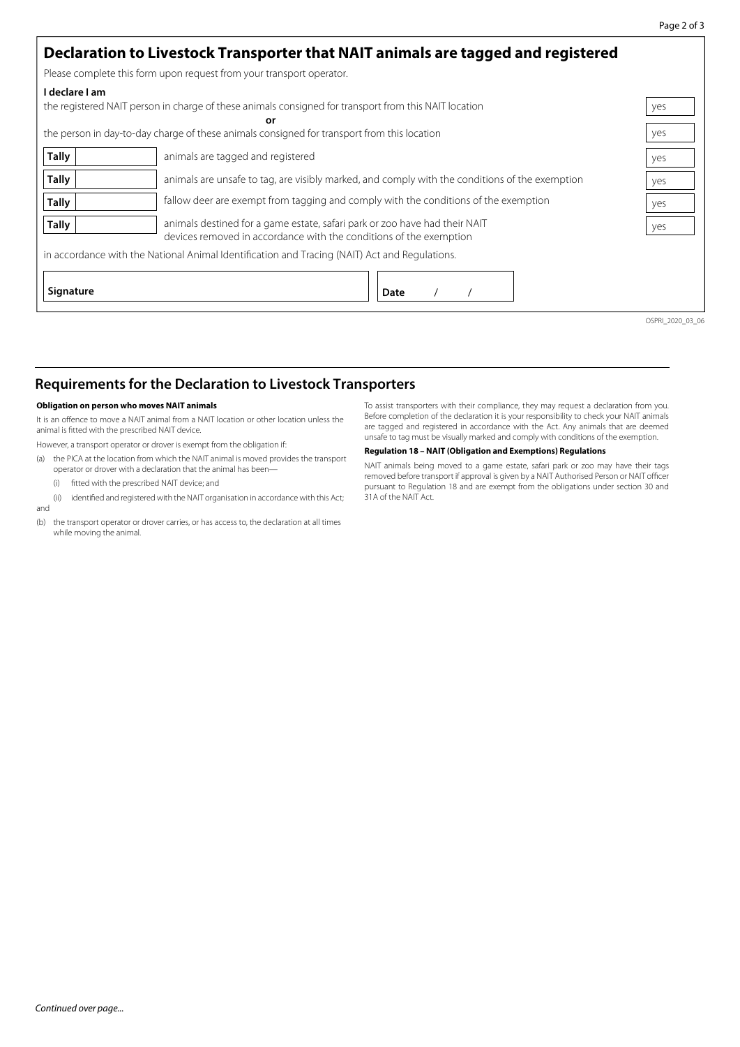## Declaration to Livestock Transporter that NAIT animals are tagged and registered

Please complete this form upon request from your transport operator.

**I declare I am**

the registered NAIT person in charge of these animals consigned for transport from this NAIT location | yes

**or**

the person in day-to-day charge of these animals consigned for transport from this location | yes

| Tally | | | |
|---|---|---|---|
| **Tally** | | animals are tagged and registered | yes |
| **Tally** | | animals are unsafe to tag, are visibly marked, and comply with the conditions of the exemption | yes |
| **Tally** | | fallow deer are exempt from tagging and comply with the conditions of the exemption | yes |
| **Tally** | | animals destined for a game estate, safari park or zoo have had their NAIT devices removed in accordance with the conditions of the exemption | yes |

in accordance with the National Animal Identification and Tracing (NAIT) Act and Regulations.

**Signature** ______________________ **Date** / /

OSPRI_2020_03_06

## Requirements for the Declaration to Livestock Transporters

**Obligation on person who moves NAIT animals**

It is an offence to move a NAIT animal from a NAIT location or other location unless the animal is fitted with the prescribed NAIT device.

However, a transport operator or drover is exempt from the obligation if:

(a) the PICA at the location from which the NAIT animal is moved provides the transport operator or drover with a declaration that the animal has been—

  (i) fitted with the prescribed NAIT device; and

  (ii) identified and registered with the NAIT organisation in accordance with this Act;

and

(b) the transport operator or drover carries, or has access to, the declaration at all times while moving the animal.

To assist transporters with their compliance, they may request a declaration from you. Before completion of the declaration it is your responsibility to check your NAIT animals are tagged and registered in accordance with the Act. Any animals that are deemed unsafe to tag must be visually marked and comply with conditions of the exemption.

**Regulation 18 – NAIT (Obligation and Exemptions) Regulations**

NAIT animals being moved to a game estate, safari park or zoo may have their tags removed before transport if approval is given by a NAIT Authorised Person or NAIT officer pursuant to Regulation 18 and are exempt from the obligations under section 30 and 31A of the NAIT Act.

*Continued over page...*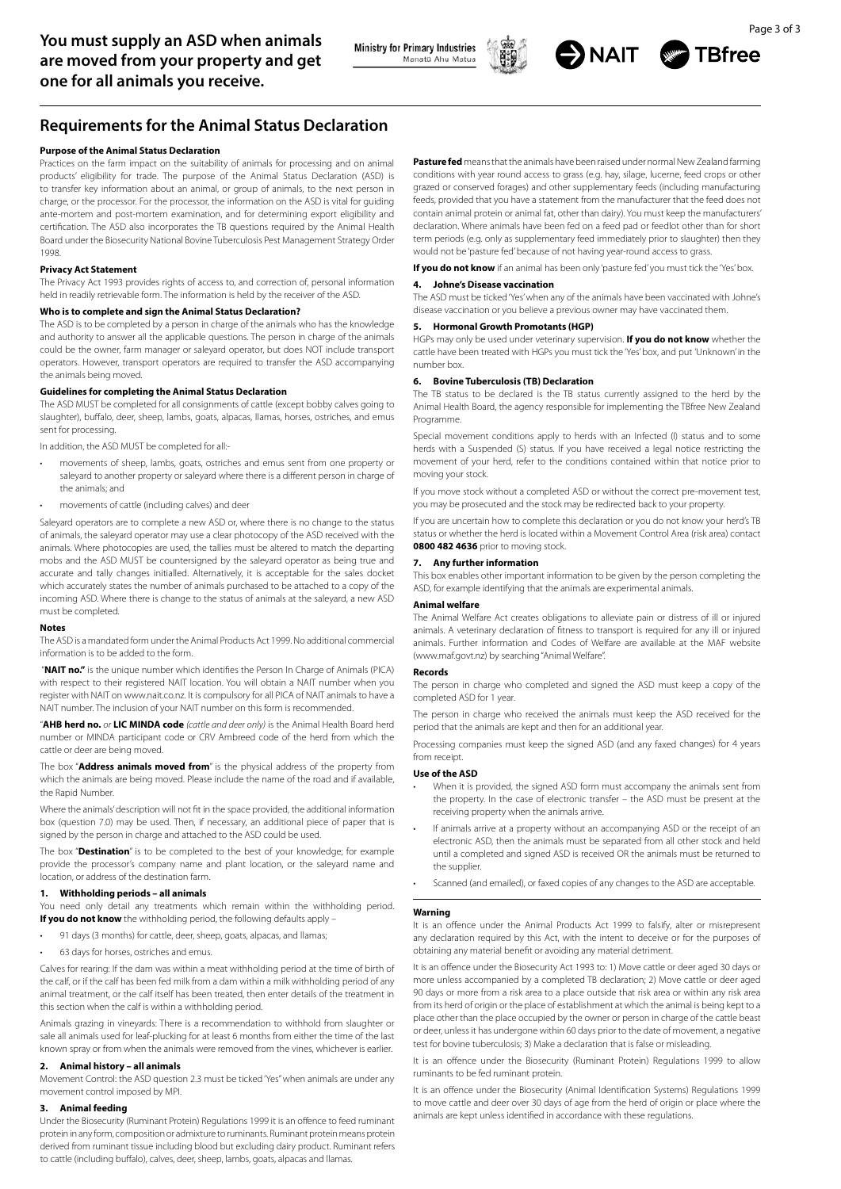**You must supply an ASD when animals are moved from your property and get one for all animals you receive.**

## Requirements for the Animal Status Declaration

### Purpose of the Animal Status Declaration

Practices on the farm impact on the suitability of animals for processing and on animal products' eligibility for trade. The purpose of the Animal Status Declaration (ASD) is to transfer key information about an animal, or group of animals, to the next person in charge, or the processor. For the processor, the information on the ASD is vital for guiding ante-mortem and post-mortem examination, and for determining export eligibility and certification. The ASD also incorporates the TB questions required by the Animal Health Board under the Biosecurity National Bovine Tuberculosis Pest Management Strategy Order 1998.

### Privacy Act Statement

The Privacy Act 1993 provides rights of access to, and correction of, personal information held in readily retrievable form. The information is held by the receiver of the ASD.

### Who is to complete and sign the Animal Status Declaration?

The ASD is to be completed by a person in charge of the animals who has the knowledge and authority to answer all the applicable questions. The person in charge of the animals could be the owner, farm manager or saleyard operator, but does NOT include transport operators. However, transport operators are required to transfer the ASD accompanying the animals being moved.

### Guidelines for completing the Animal Status Declaration

The ASD MUST be completed for all consignments of cattle (except bobby calves going to slaughter), buffalo, deer, sheep, lambs, goats, alpacas, llamas, horses, ostriches, and emus sent for processing.

In addition, the ASD MUST be completed for all:-

- movements of sheep, lambs, goats, ostriches and emus sent from one property or saleyard to another property or saleyard where there is a different person in charge of the animals; and
- movements of cattle (including calves) and deer

Saleyard operators are to complete a new ASD or, where there is no change to the status of animals, the saleyard operator may use a clear photocopy of the ASD received with the animals. Where photocopies are used, the tallies must be altered to match the departing mobs and the ASD MUST be countersigned by the saleyard operator as being true and accurate and tally changes initialled. Alternatively, it is acceptable for the sales docket which accurately states the number of animals purchased to be attached to a copy of the incoming ASD. Where there is change to the status of animals at the saleyard, a new ASD must be completed.

### Notes

The ASD is a mandated form under the Animal Products Act 1999. No additional commercial information is to be added to the form.

"**NAIT no.**" is the unique number which identifies the Person In Charge of Animals (PICA) with respect to their registered NAIT location. You will obtain a NAIT number when you register with NAIT on www.nait.co.nz. It is compulsory for all PICA of NAIT animals to have a NAIT number. The inclusion of your NAIT number on this form is recommended.

"**AHB herd no.** *or* **LIC MINDA code** *(cattle and deer only)* is the Animal Health Board herd number or MINDA participant code or CRV Ambreed code of the herd from which the cattle or deer are being moved.

The box "**Address animals moved from**" is the physical address of the property from which the animals are being moved. Please include the name of the road and if available, the Rapid Number.

Where the animals' description will not fit in the space provided, the additional information box (question 7.0) may be used. Then, if necessary, an additional piece of paper that is signed by the person in charge and attached to the ASD could be used.

The box "**Destination**" is to be completed to the best of your knowledge; for example provide the processor's company name and plant location, or the saleyard name and location, or address of the destination farm.

### 1. Withholding periods – all animals

You need only detail any treatments which remain within the withholding period. **If you do not know** the withholding period, the following defaults apply –

- 91 days (3 months) for cattle, deer, sheep, goats, alpacas, and llamas;
- 63 days for horses, ostriches and emus.

Calves for rearing: If the dam was within a meat withholding period at the time of birth of the calf, or if the calf has been fed milk from a dam within a milk withholding period of any animal treatment, or the calf itself has been treated, then enter details of the treatment in this section when the calf is within a withholding period.

Animals grazing in vineyards: There is a recommendation to withhold from slaughter or sale all animals used for leaf-plucking for at least 6 months from either the time of the last known spray or from when the animals were removed from the vines, whichever is earlier.

### 2. Animal history – all animals

Movement Control: the ASD question 2.3 must be ticked 'Yes" when animals are under any movement control imposed by MPI.

### 3. Animal feeding

Under the Biosecurity (Ruminant Protein) Regulations 1999 it is an offence to feed ruminant protein in any form, composition or admixture to ruminants. Ruminant protein means protein derived from ruminant tissue including blood but excluding dairy product. Ruminant refers to cattle (including buffalo), calves, deer, sheep, lambs, goats, alpacas and llamas.

**Pasture fed** means that the animals have been raised under normal New Zealand farming conditions with year round access to grass (e.g. hay, silage, lucerne, feed crops or other grazed or conserved forages) and other supplementary feeds (including manufacturing feeds, provided that you have a statement from the manufacturer that the feed does not contain animal protein or animal fat, other than dairy). You must keep the manufacturers' declaration. Where animals have been fed on a feed pad or feedlot other than for short term periods (e.g. only as supplementary feed immediately prior to slaughter) then they would not be 'pasture fed' because of not having year-round access to grass.

**If you do not know** if an animal has been only 'pasture fed' you must tick the 'Yes' box.

### 4. Johne's Disease vaccination

The ASD must be ticked 'Yes' when any of the animals have been vaccinated with Johne's disease vaccination or you believe a previous owner may have vaccinated them.

### 5. Hormonal Growth Promotants (HGP)

HGPs may only be used under veterinary supervision. **If you do not know** whether the cattle have been treated with HGPs you must tick the 'Yes' box, and put 'Unknown' in the number box.

### 6. Bovine Tuberculosis (TB) Declaration

The TB status to be declared is the TB status currently assigned to the herd by the Animal Health Board, the agency responsible for implementing the TBfree New Zealand Programme.

Special movement conditions apply to herds with an Infected (I) status and to some herds with a Suspended (S) status. If you have received a legal notice restricting the movement of your herd, refer to the conditions contained within that notice prior to moving your stock.

If you move stock without a completed ASD or without the correct pre-movement test, you may be prosecuted and the stock may be redirected back to your property.

If you are uncertain how to complete this declaration or you do not know your herd's TB status or whether the herd is located within a Movement Control Area (risk area) contact **0800 482 4636** prior to moving stock.

### 7. Any further information

This box enables other important information to be given by the person completing the ASD, for example identifying that the animals are experimental animals.

### Animal welfare

The Animal Welfare Act creates obligations to alleviate pain or distress of ill or injured animals. A veterinary declaration of fitness to transport is required for any ill or injured animals. Further information and Codes of Welfare are available at the MAF website (www.maf.govt.nz) by searching "Animal Welfare".

### Records

The person in charge who completed and signed the ASD must keep a copy of the completed ASD for 1 year.

The person in charge who received the animals must keep the ASD received for the period that the animals are kept and then for an additional year.

Processing companies must keep the signed ASD (and any faxed changes) for 4 years from receipt.

### Use of the ASD

- When it is provided, the signed ASD form must accompany the animals sent from the property. In the case of electronic transfer – the ASD must be present at the receiving property when the animals arrive.
- If animals arrive at a property without an accompanying ASD or the receipt of an electronic ASD, then the animals must be separated from all other stock and held until a completed and signed ASD is received OR the animals must be returned to the supplier.
- Scanned (and emailed), or faxed copies of any changes to the ASD are acceptable.

### Warning

It is an offence under the Animal Products Act 1999 to falsify, alter or misrepresent any declaration required by this Act, with the intent to deceive or for the purposes of obtaining any material benefit or avoiding any material detriment.

It is an offence under the Biosecurity Act 1993 to: 1) Move cattle or deer aged 30 days or more unless accompanied by a completed TB declaration; 2) Move cattle or deer aged 90 days or more from a risk area to a place outside that risk area or within any risk area from its herd of origin or the place of establishment at which the animal is being kept to a place other than the place occupied by the owner or person in charge of the cattle beast or deer, unless it has undergone within 60 days prior to the date of movement, a negative test for bovine tuberculosis; 3) Make a declaration that is false or misleading.

It is an offence under the Biosecurity (Ruminant Protein) Regulations 1999 to allow ruminants to be fed ruminant protein.

It is an offence under the Biosecurity (Animal Identification Systems) Regulations 1999 to move cattle and deer over 30 days of age from the herd of origin or place where the animals are kept unless identified in accordance with these regulations.